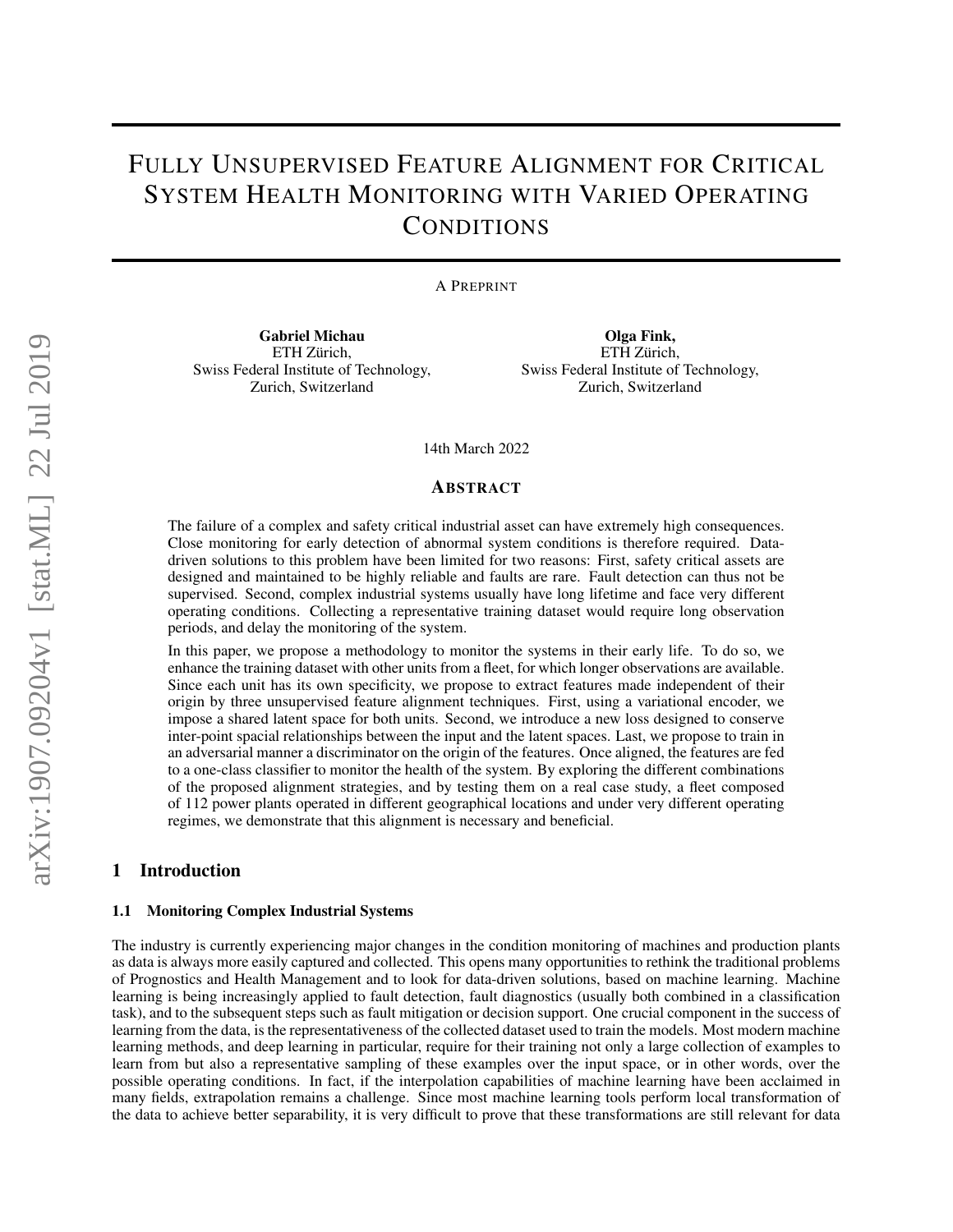# Fully Unsupervised Feature Alignment for Critical System Health Monitoring with Varied Operating Conditions

A Preprint

**Gabriel Michau**
ETH Zürich,
Swiss Federal Institute of Technology,
Zurich, Switzerland

**Olga Fink,**
ETH Zürich,
Swiss Federal Institute of Technology,
Zurich, Switzerland

14th March 2022

## Abstract

The failure of a complex and safety critical industrial asset can have extremely high consequences. Close monitoring for early detection of abnormal system conditions is therefore required. Data-driven solutions to this problem have been limited for two reasons: First, safety critical assets are designed and maintained to be highly reliable and faults are rare. Fault detection can thus not be supervised. Second, complex industrial systems usually have long lifetime and face very different operating conditions. Collecting a representative training dataset would require long observation periods, and delay the monitoring of the system.

In this paper, we propose a methodology to monitor the systems in their early life. To do so, we enhance the training dataset with other units from a fleet, for which longer observations are available. Since each unit has its own specificity, we propose to extract features made independent of their origin by three unsupervised feature alignment techniques. First, using a variational encoder, we impose a shared latent space for both units. Second, we introduce a new loss designed to conserve inter-point spacial relationships between the input and the latent spaces. Last, we propose to train in an adversarial manner a discriminator on the origin of the features. Once aligned, the features are fed to a one-class classifier to monitor the health of the system. By exploring the different combinations of the proposed alignment strategies, and by testing them on a real case study, a fleet composed of 112 power plants operated in different geographical locations and under very different operating regimes, we demonstrate that this alignment is necessary and beneficial.

## 1 Introduction

### 1.1 Monitoring Complex Industrial Systems

The industry is currently experiencing major changes in the condition monitoring of machines and production plants as data is always more easily captured and collected. This opens many opportunities to rethink the traditional problems of Prognostics and Health Management and to look for data-driven solutions, based on machine learning. Machine learning is being increasingly applied to fault detection, fault diagnostics (usually both combined in a classification task), and to the subsequent steps such as fault mitigation or decision support. One crucial component in the success of learning from the data, is the representativeness of the collected dataset used to train the models. Most modern machine learning methods, and deep learning in particular, require for their training not only a large collection of examples to learn from but also a representative sampling of these examples over the input space, or in other words, over the possible operating conditions. In fact, if the interpolation capabilities of machine learning have been acclaimed in many fields, extrapolation remains a challenge. Since most machine learning tools perform local transformation of the data to achieve better separability, it is very difficult to prove that these transformations are still relevant for data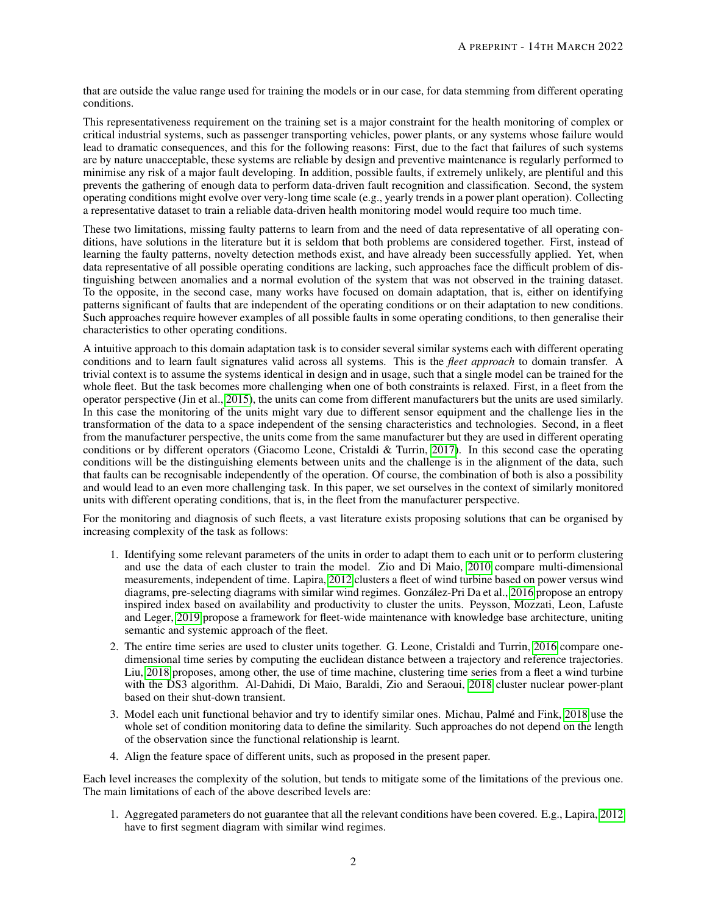that are outside the value range used for training the models or in our case, for data stemming from different operating conditions.

This representativeness requirement on the training set is a major constraint for the health monitoring of complex or critical industrial systems, such as passenger transporting vehicles, power plants, or any systems whose failure would lead to dramatic consequences, and this for the following reasons: First, due to the fact that failures of such systems are by nature unacceptable, these systems are reliable by design and preventive maintenance is regularly performed to minimise any risk of a major fault developing. In addition, possible faults, if extremely unlikely, are plentiful and this prevents the gathering of enough data to perform data-driven fault recognition and classification. Second, the system operating conditions might evolve over very-long time scale (e.g., yearly trends in a power plant operation). Collecting a representative dataset to train a reliable data-driven health monitoring model would require too much time.

These two limitations, missing faulty patterns to learn from and the need of data representative of all operating conditions, have solutions in the literature but it is seldom that both problems are considered together. First, instead of learning the faulty patterns, novelty detection methods exist, and have already been successfully applied. Yet, when data representative of all possible operating conditions are lacking, such approaches face the difficult problem of distinguishing between anomalies and a normal evolution of the system that was not observed in the training dataset. To the opposite, in the second case, many works have focused on domain adaptation, that is, either on identifying patterns significant of faults that are independent of the operating conditions or on their adaptation to new conditions. Such approaches require however examples of all possible faults in some operating conditions, to then generalise their characteristics to other operating conditions.

A intuitive approach to this domain adaptation task is to consider several similar systems each with different operating conditions and to learn fault signatures valid across all systems. This is the *fleet approach* to domain transfer. A trivial context is to assume the systems identical in design and in usage, such that a single model can be trained for the whole fleet. But the task becomes more challenging when one of both constraints is relaxed. First, in a fleet from the operator perspective (Jin et al., 2015), the units can come from different manufacturers but the units are used similarly. In this case the monitoring of the units might vary due to different sensor equipment and the challenge lies in the transformation of the data to a space independent of the sensing characteristics and technologies. Second, in a fleet from the manufacturer perspective, the units come from the same manufacturer but they are used in different operating conditions or by different operators (Giacomo Leone, Cristaldi & Turrin, 2017). In this second case the operating conditions will be the distinguishing elements between units and the challenge is in the alignment of the data, such that faults can be recognisable independently of the operation. Of course, the combination of both is also a possibility and would lead to an even more challenging task. In this paper, we set ourselves in the context of similarly monitored units with different operating conditions, that is, in the fleet from the manufacturer perspective.

For the monitoring and diagnosis of such fleets, a vast literature exists proposing solutions that can be organised by increasing complexity of the task as follows:

1. Identifying some relevant parameters of the units in order to adapt them to each unit or to perform clustering and use the data of each cluster to train the model. Zio and Di Maio, 2010 compare multi-dimensional measurements, independent of time. Lapira, 2012 clusters a fleet of wind turbine based on power versus wind diagrams, pre-selecting diagrams with similar wind regimes. González-Pri Da et al., 2016 propose an entropy inspired index based on availability and productivity to cluster the units. Peysson, Mozzati, Leon, Lafuste and Leger, 2019 propose a framework for fleet-wide maintenance with knowledge base architecture, uniting semantic and systemic approach of the fleet.
2. The entire time series are used to cluster units together. G. Leone, Cristaldi and Turrin, 2016 compare one-dimensional time series by computing the euclidean distance between a trajectory and reference trajectories. Liu, 2018 proposes, among other, the use of time machine, clustering time series from a fleet a wind turbine with the DS3 algorithm. Al-Dahidi, Di Maio, Baraldi, Zio and Seraoui, 2018 cluster nuclear power-plant based on their shut-down transient.
3. Model each unit functional behavior and try to identify similar ones. Michau, Palmé and Fink, 2018 use the whole set of condition monitoring data to define the similarity. Such approaches do not depend on the length of the observation since the functional relationship is learnt.
4. Align the feature space of different units, such as proposed in the present paper.

Each level increases the complexity of the solution, but tends to mitigate some of the limitations of the previous one. The main limitations of each of the above described levels are:

1. Aggregated parameters do not guarantee that all the relevant conditions have been covered. E.g., Lapira, 2012 have to first segment diagram with similar wind regimes.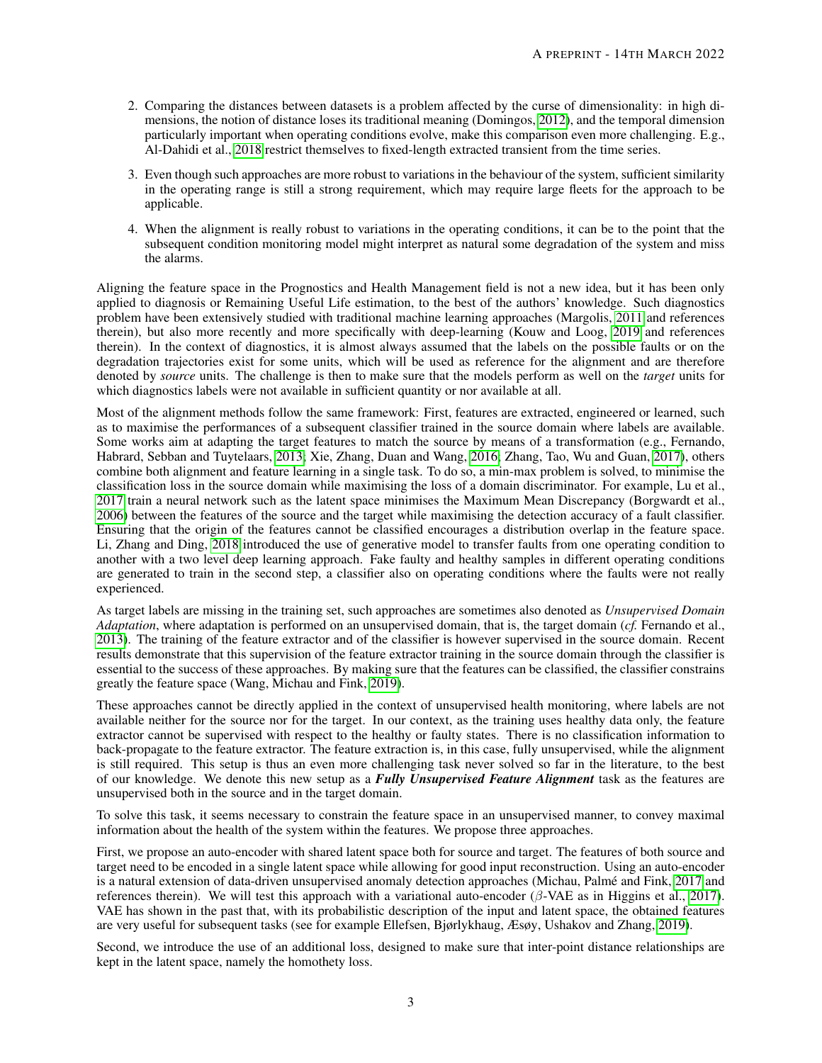2. Comparing the distances between datasets is a problem affected by the curse of dimensionality: in high dimensions, the notion of distance loses its traditional meaning (Domingos, 2012), and the temporal dimension particularly important when operating conditions evolve, make this comparison even more challenging. E.g., Al-Dahidi et al., 2018 restrict themselves to fixed-length extracted transient from the time series.
3. Even though such approaches are more robust to variations in the behaviour of the system, sufficient similarity in the operating range is still a strong requirement, which may require large fleets for the approach to be applicable.
4. When the alignment is really robust to variations in the operating conditions, it can be to the point that the subsequent condition monitoring model might interpret as natural some degradation of the system and miss the alarms.

Aligning the feature space in the Prognostics and Health Management field is not a new idea, but it has been only applied to diagnosis or Remaining Useful Life estimation, to the best of the authors' knowledge. Such diagnostics problem have been extensively studied with traditional machine learning approaches (Margolis, 2011 and references therein), but also more recently and more specifically with deep-learning (Kouw and Loog, 2019 and references therein). In the context of diagnostics, it is almost always assumed that the labels on the possible faults or on the degradation trajectories exist for some units, which will be used as reference for the alignment and are therefore denoted by *source* units. The challenge is then to make sure that the models perform as well on the *target* units for which diagnostics labels were not available in sufficient quantity or nor available at all.

Most of the alignment methods follow the same framework: First, features are extracted, engineered or learned, such as to maximise the performances of a subsequent classifier trained in the source domain where labels are available. Some works aim at adapting the target features to match the source by means of a transformation (e.g., Fernando, Habrard, Sebban and Tuytelaars, 2013; Xie, Zhang, Duan and Wang, 2016; Zhang, Tao, Wu and Guan, 2017), others combine both alignment and feature learning in a single task. To do so, a min-max problem is solved, to minimise the classification loss in the source domain while maximising the loss of a domain discriminator. For example, Lu et al., 2017 train a neural network such as the latent space minimises the Maximum Mean Discrepancy (Borgwardt et al., 2006) between the features of the source and the target while maximising the detection accuracy of a fault classifier. Ensuring that the origin of the features cannot be classified encourages a distribution overlap in the feature space. Li, Zhang and Ding, 2018 introduced the use of generative model to transfer faults from one operating condition to another with a two level deep learning approach. Fake faulty and healthy samples in different operating conditions are generated to train in the second step, a classifier also on operating conditions where the faults were not really experienced.

As target labels are missing in the training set, such approaches are sometimes also denoted as *Unsupervised Domain Adaptation*, where adaptation is performed on an unsupervised domain, that is, the target domain (*cf.* Fernando et al., 2013). The training of the feature extractor and of the classifier is however supervised in the source domain. Recent results demonstrate that this supervision of the feature extractor training in the source domain through the classifier is essential to the success of these approaches. By making sure that the features can be classified, the classifier constrains greatly the feature space (Wang, Michau and Fink, 2019).

These approaches cannot be directly applied in the context of unsupervised health monitoring, where labels are not available neither for the source nor for the target. In our context, as the training uses healthy data only, the feature extractor cannot be supervised with respect to the healthy or faulty states. There is no classification information to back-propagate to the feature extractor. The feature extraction is, in this case, fully unsupervised, while the alignment is still required. This setup is thus an even more challenging task never solved so far in the literature, to the best of our knowledge. We denote this new setup as a ***Fully Unsupervised Feature Alignment*** task as the features are unsupervised both in the source and in the target domain.

To solve this task, it seems necessary to constrain the feature space in an unsupervised manner, to convey maximal information about the health of the system within the features. We propose three approaches.

First, we propose an auto-encoder with shared latent space both for source and target. The features of both source and target need to be encoded in a single latent space while allowing for good input reconstruction. Using an auto-encoder is a natural extension of data-driven unsupervised anomaly detection approaches (Michau, Palmé and Fink, 2017 and references therein). We will test this approach with a variational auto-encoder ($\beta$-VAE as in Higgins et al., 2017). VAE has shown in the past that, with its probabilistic description of the input and latent space, the obtained features are very useful for subsequent tasks (see for example Ellefsen, Bjørlykhaug, Æsøy, Ushakov and Zhang, 2019).

Second, we introduce the use of an additional loss, designed to make sure that inter-point distance relationships are kept in the latent space, namely the homothety loss.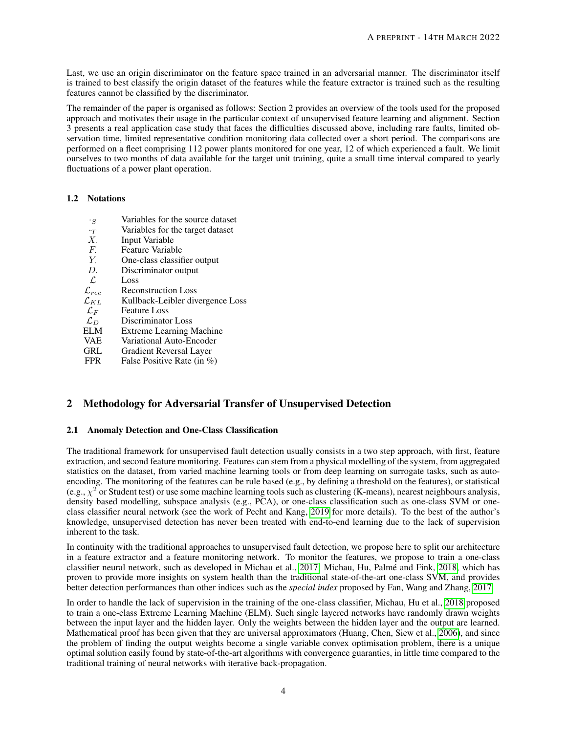Last, we use an origin discriminator on the feature space trained in an adversarial manner. The discriminator itself is trained to best classify the origin dataset of the features while the feature extractor is trained such as the resulting features cannot be classified by the discriminator.

The remainder of the paper is organised as follows: Section 2 provides an overview of the tools used for the proposed approach and motivates their usage in the particular context of unsupervised feature learning and alignment. Section 3 presents a real application case study that faces the difficulties discussed above, including rare faults, limited observation time, limited representative condition monitoring data collected over a short period. The comparisons are performed on a fleet comprising 112 power plants monitored for one year, 12 of which experienced a fault. We limit ourselves to two months of data available for the target unit training, quite a small time interval compared to yearly fluctuations of a power plant operation.

### 1.2 Notations

| | |
|---|---|
| $\cdot_S$ | Variables for the source dataset |
| $\cdot_T$ | Variables for the target dataset |
| $X_\cdot$ | Input Variable |
| $F_\cdot$ | Feature Variable |
| $Y_\cdot$ | One-class classifier output |
| $D_\cdot$ | Discriminator output |
| $\mathcal{L}$ | Loss |
| $\mathcal{L}_{rec}$ | Reconstruction Loss |
| $\mathcal{L}_{KL}$ | Kullback-Leibler divergence Loss |
| $\mathcal{L}_F$ | Feature Loss |
| $\mathcal{L}_D$ | Discriminator Loss |
| ELM | Extreme Learning Machine |
| VAE | Variational Auto-Encoder |
| GRL | Gradient Reversal Layer |
| FPR | False Positive Rate (in %) |

## 2 Methodology for Adversarial Transfer of Unsupervised Detection

### 2.1 Anomaly Detection and One-Class Classification

The traditional framework for unsupervised fault detection usually consists in a two step approach, with first, feature extraction, and second feature monitoring. Features can stem from a physical modelling of the system, from aggregated statistics on the dataset, from varied machine learning tools or from deep learning on surrogate tasks, such as auto-encoding. The monitoring of the features can be rule based (e.g., by defining a threshold on the features), or statistical (e.g., $\chi^2$ or Student test) or use some machine learning tools such as clustering (K-means), nearest neighbours analysis, density based modelling, subspace analysis (e.g., PCA), or one-class classification such as one-class SVM or one-class classifier neural network (see the work of Pecht and Kang, 2019 for more details). To the best of the author's knowledge, unsupervised detection has never been treated with end-to-end learning due to the lack of supervision inherent to the task.

In continuity with the traditional approaches to unsupervised fault detection, we propose here to split our architecture in a feature extractor and a feature monitoring network. To monitor the features, we propose to train a one-class classifier neural network, such as developed in Michau et al., 2017; Michau, Hu, Palmé and Fink, 2018, which has proven to provide more insights on system health than the traditional state-of-the-art one-class SVM, and provides better detection performances than other indices such as the *special index* proposed by Fan, Wang and Zhang, 2017.

In order to handle the lack of supervision in the training of the one-class classifier, Michau, Hu et al., 2018 proposed to train a one-class Extreme Learning Machine (ELM). Such single layered networks have randomly drawn weights between the input layer and the hidden layer. Only the weights between the hidden layer and the output are learned. Mathematical proof has been given that they are universal approximators (Huang, Chen, Siew et al., 2006), and since the problem of finding the output weights become a single variable convex optimisation problem, there is a unique optimal solution easily found by state-of-the-art algorithms with convergence guaranties, in little time compared to the traditional training of neural networks with iterative back-propagation.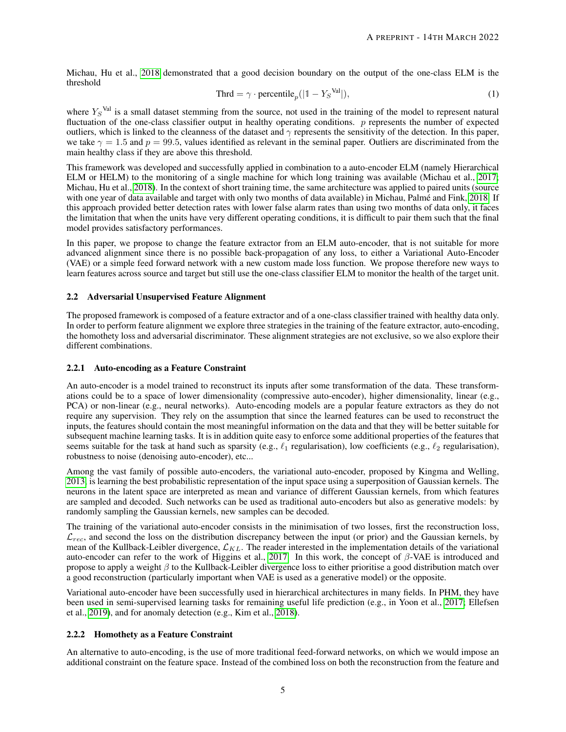Michau, Hu et al., 2018 demonstrated that a good decision boundary on the output of the one-class ELM is the threshold

$$\text{Thrd} = \gamma \cdot \text{percentile}_p(|\mathbb{1} - Y_S{}^{\text{Val}}|), \tag{1}$$

where $Y_S{}^{\text{Val}}$ is a small dataset stemming from the source, not used in the training of the model to represent natural fluctuation of the one-class classifier output in healthy operating conditions. $p$ represents the number of expected outliers, which is linked to the cleanness of the dataset and $\gamma$ represents the sensitivity of the detection. In this paper, we take $\gamma = 1.5$ and $p = 99.5$, values identified as relevant in the seminal paper. Outliers are discriminated from the main healthy class if they are above this threshold.

This framework was developed and successfully applied in combination to a auto-encoder ELM (namely Hierarchical ELM or HELM) to the monitoring of a single machine for which long training was available (Michau et al., 2017; Michau, Hu et al., 2018). In the context of short training time, the same architecture was applied to paired units (source with one year of data available and target with only two months of data available) in Michau, Palmé and Fink, 2018. If this approach provided better detection rates with lower false alarm rates than using two months of data only, it faces the limitation that when the units have very different operating conditions, it is difficult to pair them such that the final model provides satisfactory performances.

In this paper, we propose to change the feature extractor from an ELM auto-encoder, that is not suitable for more advanced alignment since there is no possible back-propagation of any loss, to either a Variational Auto-Encoder (VAE) or a simple feed forward network with a new custom made loss function. We propose therefore new ways to learn features across source and target but still use the one-class classifier ELM to monitor the health of the target unit.

### 2.2 Adversarial Unsupervised Feature Alignment

The proposed framework is composed of a feature extractor and of a one-class classifier trained with healthy data only. In order to perform feature alignment we explore three strategies in the training of the feature extractor, auto-encoding, the homothety loss and adversarial discriminator. These alignment strategies are not exclusive, so we also explore their different combinations.

#### 2.2.1 Auto-encoding as a Feature Constraint

An auto-encoder is a model trained to reconstruct its inputs after some transformation of the data. These transformations could be to a space of lower dimensionality (compressive auto-encoder), higher dimensionality, linear (e.g., PCA) or non-linear (e.g., neural networks). Auto-encoding models are a popular feature extractors as they do not require any supervision. They rely on the assumption that since the learned features can be used to reconstruct the inputs, the features should contain the most meaningful information on the data and that they will be better suitable for subsequent machine learning tasks. It is in addition quite easy to enforce some additional properties of the features that seems suitable for the task at hand such as sparsity (e.g., $\ell_1$ regularisation), low coefficients (e.g., $\ell_2$ regularisation), robustness to noise (denoising auto-encoder), etc...

Among the vast family of possible auto-encoders, the variational auto-encoder, proposed by Kingma and Welling, 2013, is learning the best probabilistic representation of the input space using a superposition of Gaussian kernels. The neurons in the latent space are interpreted as mean and variance of different Gaussian kernels, from which features are sampled and decoded. Such networks can be used as traditional auto-encoders but also as generative models: by randomly sampling the Gaussian kernels, new samples can be decoded.

The training of the variational auto-encoder consists in the minimisation of two losses, first the reconstruction loss, $\mathcal{L}_{rec}$, and second the loss on the distribution discrepancy between the input (or prior) and the Gaussian kernels, by mean of the Kullback-Leibler divergence, $\mathcal{L}_{KL}$. The reader interested in the implementation details of the variational auto-encoder can refer to the work of Higgins et al., 2017. In this work, the concept of $\beta$-VAE is introduced and propose to apply a weight $\beta$ to the Kullback-Leibler divergence loss to either prioritise a good distribution match over a good reconstruction (particularly important when VAE is used as a generative model) or the opposite.

Variational auto-encoder have been successfully used in hierarchical architectures in many fields. In PHM, they have been used in semi-supervised learning tasks for remaining useful life prediction (e.g., in Yoon et al., 2017; Ellefsen et al., 2019), and for anomaly detection (e.g., Kim et al., 2018).

#### 2.2.2 Homothety as a Feature Constraint

An alternative to auto-encoding, is the use of more traditional feed-forward networks, on which we would impose an additional constraint on the feature space. Instead of the combined loss on both the reconstruction from the feature and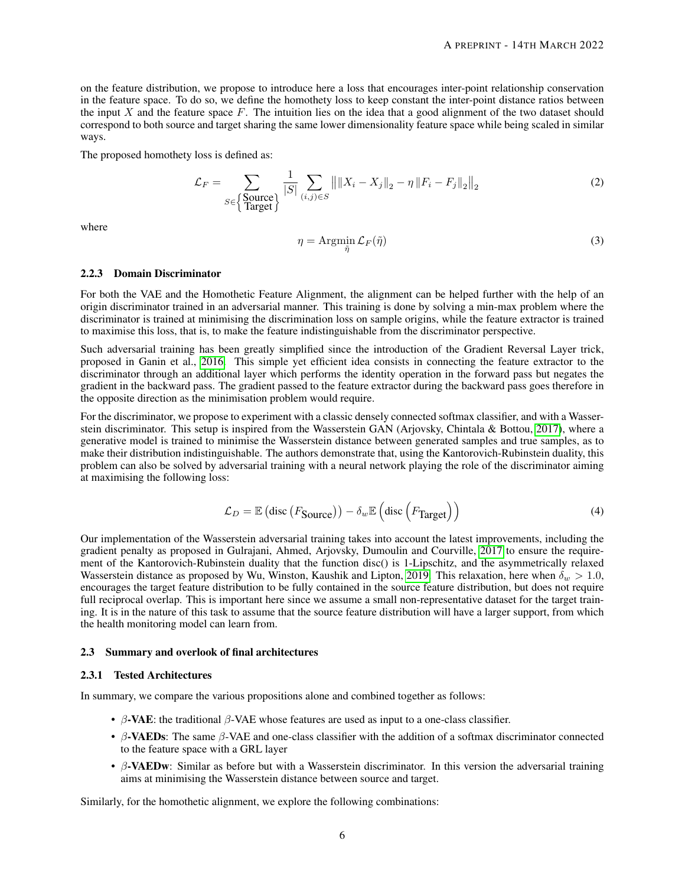on the feature distribution, we propose to introduce here a loss that encourages inter-point relationship conservation in the feature space. To do so, we define the homothety loss to keep constant the inter-point distance ratios between the input $X$ and the feature space $F$. The intuition lies on the idea that a good alignment of the two dataset should correspond to both source and target sharing the same lower dimensionality feature space while being scaled in similar ways.

The proposed homothety loss is defined as:

$$\mathcal{L}_F = \sum_{S \in \left\{ \substack{\text{Source} \\ \text{Target}} \right\}} \frac{1}{|S|} \sum_{(i,j) \in S} \left\| \left\| X_i - X_j \right\|_2 - \eta \left\| F_i - F_j \right\|_2 \right\|_2 \tag{2}$$

where

$$\eta = \operatorname*{Argmin}_{\tilde{\eta}} \mathcal{L}_F(\tilde{\eta}) \tag{3}$$

#### 2.2.3 Domain Discriminator

For both the VAE and the Homothetic Feature Alignment, the alignment can be helped further with the help of an origin discriminator trained in an adversarial manner. This training is done by solving a min-max problem where the discriminator is trained at minimising the discrimination loss on sample origins, while the feature extractor is trained to maximise this loss, that is, to make the feature indistinguishable from the discriminator perspective.

Such adversarial training has been greatly simplified since the introduction of the Gradient Reversal Layer trick, proposed in Ganin et al., 2016. This simple yet efficient idea consists in connecting the feature extractor to the discriminator through an additional layer which performs the identity operation in the forward pass but negates the gradient in the backward pass. The gradient passed to the feature extractor during the backward pass goes therefore in the opposite direction as the minimisation problem would require.

For the discriminator, we propose to experiment with a classic densely connected softmax classifier, and with a Wasserstein discriminator. This setup is inspired from the Wasserstein GAN (Arjovsky, Chintala & Bottou, 2017), where a generative model is trained to minimise the Wasserstein distance between generated samples and true samples, as to make their distribution indistinguishable. The authors demonstrate that, using the Kantorovich-Rubinstein duality, this problem can also be solved by adversarial training with a neural network playing the role of the discriminator aiming at maximising the following loss:

$$\mathcal{L}_D = \mathbb{E}\left(\text{disc}\left(F_{\text{Source}}\right)\right) - \delta_w \mathbb{E}\left(\text{disc}\left(F_{\text{Target}}\right)\right) \tag{4}$$

Our implementation of the Wasserstein adversarial training takes into account the latest improvements, including the gradient penalty as proposed in Gulrajani, Ahmed, Arjovsky, Dumoulin and Courville, 2017 to ensure the requirement of the Kantorovich-Rubinstein duality that the function disc() is 1-Lipschitz, and the asymmetrically relaxed Wasserstein distance as proposed by Wu, Winston, Kaushik and Lipton, 2019. This relaxation, here when $\delta_w > 1.0$, encourages the target feature distribution to be fully contained in the source feature distribution, but does not require full reciprocal overlap. This is important here since we assume a small non-representative dataset for the target training. It is in the nature of this task to assume that the source feature distribution will have a larger support, from which the health monitoring model can learn from.

### 2.3 Summary and overlook of final architectures

#### 2.3.1 Tested Architectures

In summary, we compare the various propositions alone and combined together as follows:

- **$\beta$-VAE**: the traditional $\beta$-VAE whose features are used as input to a one-class classifier.
- **$\beta$-VAEDs**: The same $\beta$-VAE and one-class classifier with the addition of a softmax discriminator connected to the feature space with a GRL layer
- **$\beta$-VAEDw**: Similar as before but with a Wasserstein discriminator. In this version the adversarial training aims at minimising the Wasserstein distance between source and target.

Similarly, for the homothetic alignment, we explore the following combinations: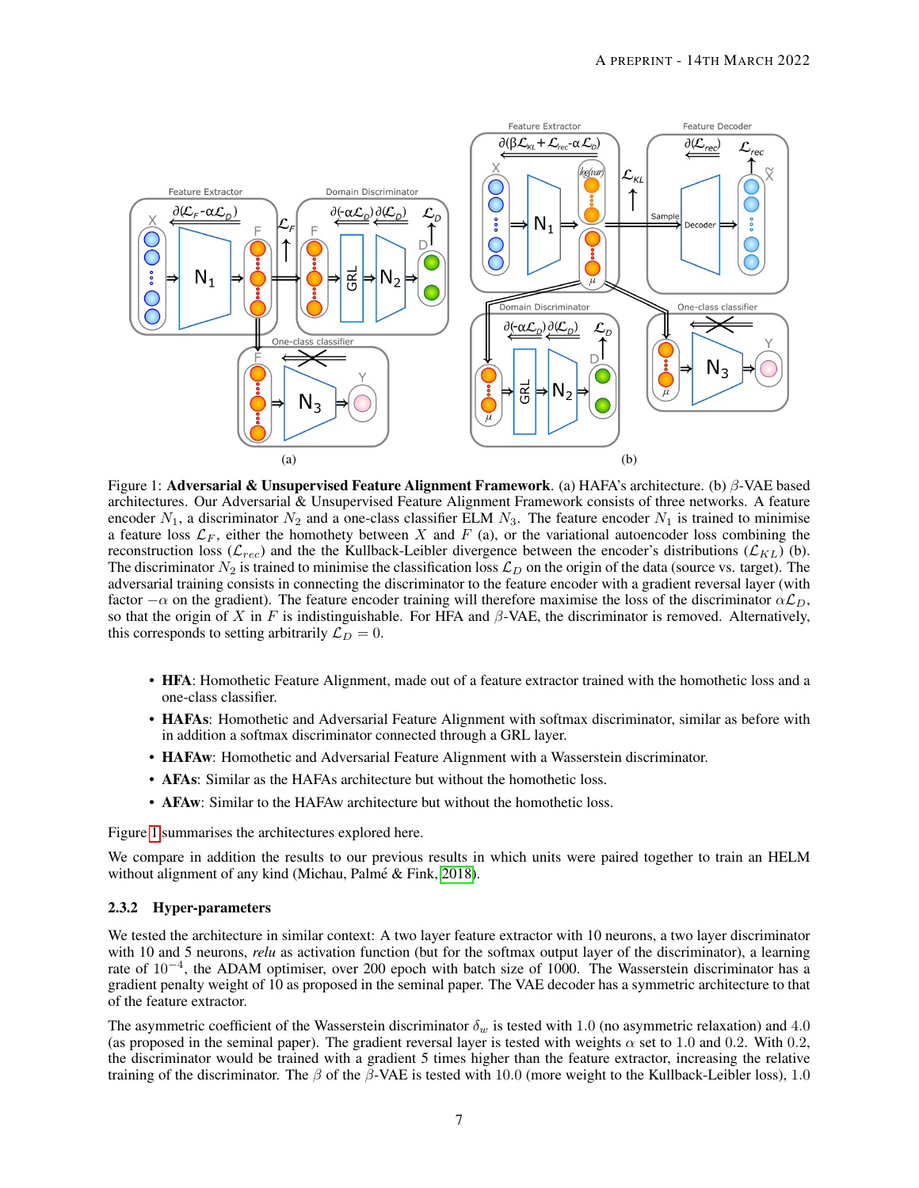Figure 1: **Adversarial & Unsupervised Feature Alignment Framework**. (a) HAFA's architecture. (b) $\beta$-VAE based architectures. Our Adversarial & Unsupervised Feature Alignment Framework consists of three networks. A feature encoder $N_1$, a discriminator $N_2$ and a one-class classifier ELM $N_3$. The feature encoder $N_1$ is trained to minimise a feature loss $\mathcal{L}_F$, either the homothety between $X$ and $F$ (a), or the variational autoencoder loss combining the reconstruction loss ($\mathcal{L}_{rec}$) and the the Kullback-Leibler divergence between the encoder's distributions ($\mathcal{L}_{KL}$) (b). The discriminator $N_2$ is trained to minimise the classification loss $\mathcal{L}_D$ on the origin of the data (source vs. target). The adversarial training consists in connecting the discriminator to the feature encoder with a gradient reversal layer (with factor $-\alpha$ on the gradient). The feature encoder training will therefore maximise the loss of the discriminator $\alpha\mathcal{L}_D$, so that the origin of $X$ in $F$ is indistinguishable. For HFA and $\beta$-VAE, the discriminator is removed. Alternatively, this corresponds to setting arbitrarily $\mathcal{L}_D = 0$.

- **HFA**: Homothetic Feature Alignment, made out of a feature extractor trained with the homothetic loss and a one-class classifier.
- **HAFAs**: Homothetic and Adversarial Feature Alignment with softmax discriminator, similar as before with in addition a softmax discriminator connected through a GRL layer.
- **HAFAw**: Homothetic and Adversarial Feature Alignment with a Wasserstein discriminator.
- **AFAs**: Similar as the HAFAs architecture but without the homothetic loss.
- **AFAw**: Similar to the HAFAw architecture but without the homothetic loss.

Figure 1 summarises the architectures explored here.

We compare in addition the results to our previous results in which units were paired together to train an HELM without alignment of any kind (Michau, Palmé & Fink, 2018).

### 2.3.2 Hyper-parameters

We tested the architecture in similar context: A two layer feature extractor with 10 neurons, a two layer discriminator with 10 and 5 neurons, *relu* as activation function (but for the softmax output layer of the discriminator), a learning rate of $10^{-4}$, the ADAM optimiser, over 200 epoch with batch size of 1000. The Wasserstein discriminator has a gradient penalty weight of 10 as proposed in the seminal paper. The VAE decoder has a symmetric architecture to that of the feature extractor.

The asymmetric coefficient of the Wasserstein discriminator $\delta_w$ is tested with $1.0$ (no asymmetric relaxation) and $4.0$ (as proposed in the seminal paper). The gradient reversal layer is tested with weights $\alpha$ set to $1.0$ and $0.2$. With $0.2$, the discriminator would be trained with a gradient 5 times higher than the feature extractor, increasing the relative training of the discriminator. The $\beta$ of the $\beta$-VAE is tested with $10.0$ (more weight to the Kullback-Leibler loss), $1.0$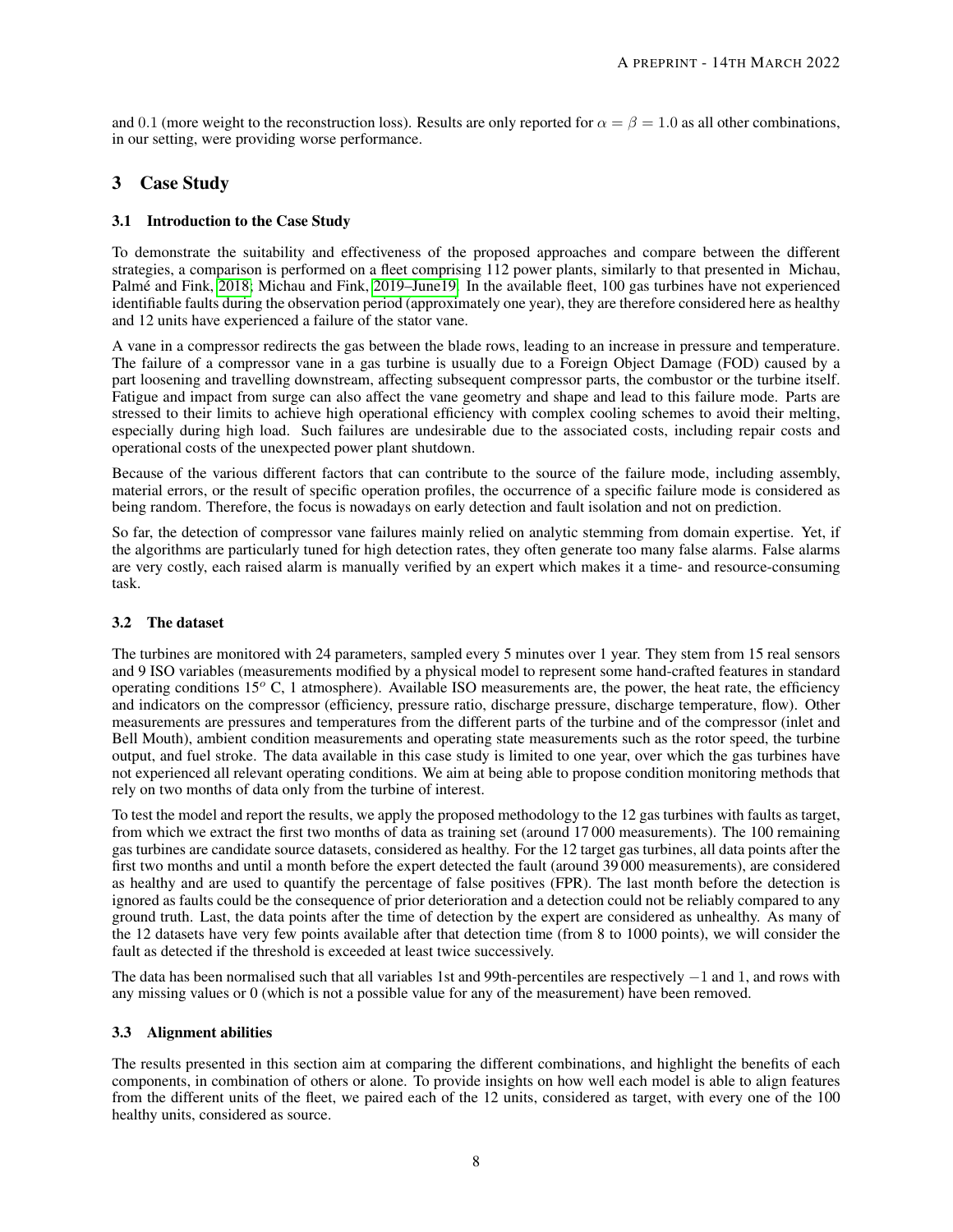and 0.1 (more weight to the reconstruction loss). Results are only reported for $\alpha = \beta = 1.0$ as all other combinations, in our setting, were providing worse performance.

## 3 Case Study

### 3.1 Introduction to the Case Study

To demonstrate the suitability and effectiveness of the proposed approaches and compare between the different strategies, a comparison is performed on a fleet comprising 112 power plants, similarly to that presented in Michau, Palmé and Fink, 2018; Michau and Fink, 2019–June19. In the available fleet, 100 gas turbines have not experienced identifiable faults during the observation period (approximately one year), they are therefore considered here as healthy and 12 units have experienced a failure of the stator vane.

A vane in a compressor redirects the gas between the blade rows, leading to an increase in pressure and temperature. The failure of a compressor vane in a gas turbine is usually due to a Foreign Object Damage (FOD) caused by a part loosening and travelling downstream, affecting subsequent compressor parts, the combustor or the turbine itself. Fatigue and impact from surge can also affect the vane geometry and shape and lead to this failure mode. Parts are stressed to their limits to achieve high operational efficiency with complex cooling schemes to avoid their melting, especially during high load. Such failures are undesirable due to the associated costs, including repair costs and operational costs of the unexpected power plant shutdown.

Because of the various different factors that can contribute to the source of the failure mode, including assembly, material errors, or the result of specific operation profiles, the occurrence of a specific failure mode is considered as being random. Therefore, the focus is nowadays on early detection and fault isolation and not on prediction.

So far, the detection of compressor vane failures mainly relied on analytic stemming from domain expertise. Yet, if the algorithms are particularly tuned for high detection rates, they often generate too many false alarms. False alarms are very costly, each raised alarm is manually verified by an expert which makes it a time- and resource-consuming task.

### 3.2 The dataset

The turbines are monitored with 24 parameters, sampled every 5 minutes over 1 year. They stem from 15 real sensors and 9 ISO variables (measurements modified by a physical model to represent some hand-crafted features in standard operating conditions $15^o$ C, 1 atmosphere). Available ISO measurements are, the power, the heat rate, the efficiency and indicators on the compressor (efficiency, pressure ratio, discharge pressure, discharge temperature, flow). Other measurements are pressures and temperatures from the different parts of the turbine and of the compressor (inlet and Bell Mouth), ambient condition measurements and operating state measurements such as the rotor speed, the turbine output, and fuel stroke. The data available in this case study is limited to one year, over which the gas turbines have not experienced all relevant operating conditions. We aim at being able to propose condition monitoring methods that rely on two months of data only from the turbine of interest.

To test the model and report the results, we apply the proposed methodology to the 12 gas turbines with faults as target, from which we extract the first two months of data as training set (around 17 000 measurements). The 100 remaining gas turbines are candidate source datasets, considered as healthy. For the 12 target gas turbines, all data points after the first two months and until a month before the expert detected the fault (around 39 000 measurements), are considered as healthy and are used to quantify the percentage of false positives (FPR). The last month before the detection is ignored as faults could be the consequence of prior deterioration and a detection could not be reliably compared to any ground truth. Last, the data points after the time of detection by the expert are considered as unhealthy. As many of the 12 datasets have very few points available after that detection time (from 8 to 1000 points), we will consider the fault as detected if the threshold is exceeded at least twice successively.

The data has been normalised such that all variables 1st and 99th-percentiles are respectively $-1$ and 1, and rows with any missing values or 0 (which is not a possible value for any of the measurement) have been removed.

### 3.3 Alignment abilities

The results presented in this section aim at comparing the different combinations, and highlight the benefits of each components, in combination of others or alone. To provide insights on how well each model is able to align features from the different units of the fleet, we paired each of the 12 units, considered as target, with every one of the 100 healthy units, considered as source.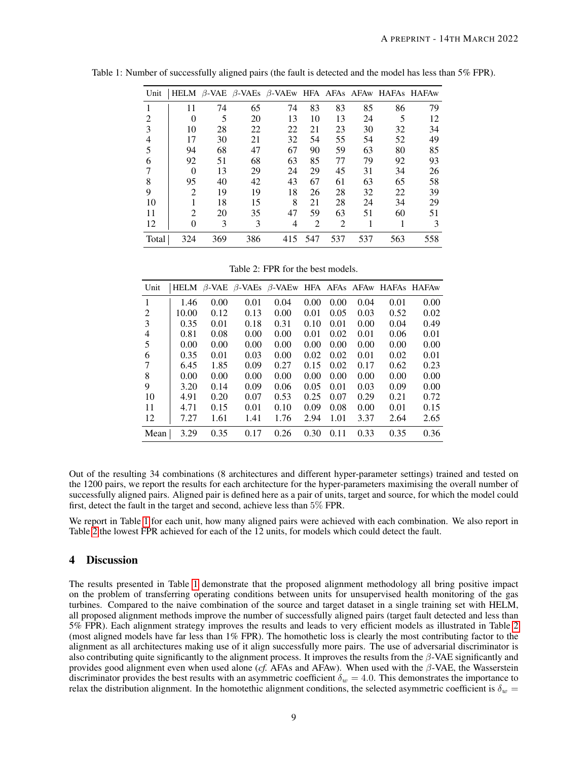Table 1: Number of successfully aligned pairs (the fault is detected and the model has less than 5% FPR).

| Unit | HELM | $\beta$-VAE | $\beta$-VAEs | $\beta$-VAEw | HFA | AFAs | AFAw | HAFAs | HAFAw |
|---|---|---|---|---|---|---|---|---|---|
| 1 | 11 | 74 | 65 | 74 | 83 | 83 | 85 | 86 | 79 |
| 2 | 0 | 5 | 20 | 13 | 10 | 13 | 24 | 5 | 12 |
| 3 | 10 | 28 | 22 | 22 | 21 | 23 | 30 | 32 | 34 |
| 4 | 17 | 30 | 21 | 32 | 54 | 55 | 54 | 52 | 49 |
| 5 | 94 | 68 | 47 | 67 | 90 | 59 | 63 | 80 | 85 |
| 6 | 92 | 51 | 68 | 63 | 85 | 77 | 79 | 92 | 93 |
| 7 | 0 | 13 | 29 | 24 | 29 | 45 | 31 | 34 | 26 |
| 8 | 95 | 40 | 42 | 43 | 67 | 61 | 63 | 65 | 58 |
| 9 | 2 | 19 | 19 | 18 | 26 | 28 | 32 | 22 | 39 |
| 10 | 1 | 18 | 15 | 8 | 21 | 28 | 24 | 34 | 29 |
| 11 | 2 | 20 | 35 | 47 | 59 | 63 | 51 | 60 | 51 |
| 12 | 0 | 3 | 3 | 4 | 2 | 2 | 1 | 1 | 3 |
| Total | 324 | 369 | 386 | 415 | 547 | 537 | 537 | 563 | 558 |

Table 2: FPR for the best models.

| Unit | HELM | $\beta$-VAE | $\beta$-VAEs | $\beta$-VAEw | HFA | AFAs | AFAw | HAFAs | HAFAw |
|---|---|---|---|---|---|---|---|---|---|
| 1 | 1.46 | 0.00 | 0.01 | 0.04 | 0.00 | 0.00 | 0.04 | 0.01 | 0.00 |
| 2 | 10.00 | 0.12 | 0.13 | 0.00 | 0.01 | 0.05 | 0.03 | 0.52 | 0.02 |
| 3 | 0.35 | 0.01 | 0.18 | 0.31 | 0.10 | 0.01 | 0.00 | 0.04 | 0.49 |
| 4 | 0.81 | 0.08 | 0.00 | 0.00 | 0.01 | 0.02 | 0.01 | 0.06 | 0.01 |
| 5 | 0.00 | 0.00 | 0.00 | 0.00 | 0.00 | 0.00 | 0.00 | 0.00 | 0.00 |
| 6 | 0.35 | 0.01 | 0.03 | 0.00 | 0.02 | 0.02 | 0.01 | 0.02 | 0.01 |
| 7 | 6.45 | 1.85 | 0.09 | 0.27 | 0.15 | 0.02 | 0.17 | 0.62 | 0.23 |
| 8 | 0.00 | 0.00 | 0.00 | 0.00 | 0.00 | 0.00 | 0.00 | 0.00 | 0.00 |
| 9 | 3.20 | 0.14 | 0.09 | 0.06 | 0.05 | 0.01 | 0.03 | 0.09 | 0.00 |
| 10 | 4.91 | 0.20 | 0.07 | 0.53 | 0.25 | 0.07 | 0.29 | 0.21 | 0.72 |
| 11 | 4.71 | 0.15 | 0.01 | 0.10 | 0.09 | 0.08 | 0.00 | 0.01 | 0.15 |
| 12 | 7.27 | 1.61 | 1.41 | 1.76 | 2.94 | 1.01 | 3.37 | 2.64 | 2.65 |
| Mean | 3.29 | 0.35 | 0.17 | 0.26 | 0.30 | 0.11 | 0.33 | 0.35 | 0.36 |

Out of the resulting 34 combinations (8 architectures and different hyper-parameter settings) trained and tested on the 1200 pairs, we report the results for each architecture for the hyper-parameters maximising the overall number of successfully aligned pairs. Aligned pair is defined here as a pair of units, target and source, for which the model could first, detect the fault in the target and second, achieve less than $5\%$ FPR.

We report in Table 1 for each unit, how many aligned pairs were achieved with each combination. We also report in Table 2 the lowest FPR achieved for each of the 12 units, for models which could detect the fault.

## 4 Discussion

The results presented in Table 1 demonstrate that the proposed alignment methodology all bring positive impact on the problem of transferring operating conditions between units for unsupervised health monitoring of the gas turbines. Compared to the naive combination of the source and target dataset in a single training set with HELM, all proposed alignment methods improve the number of successfully aligned pairs (target fault detected and less than 5% FPR). Each alignment strategy improves the results and leads to very efficient models as illustrated in Table 2 (most aligned models have far less than 1% FPR). The homothetic loss is clearly the most contributing factor to the alignment as all architectures making use of it align successfully more pairs. The use of adversarial discriminator is also contributing quite significantly to the alignment process. It improves the results from the $\beta$-VAE significantly and provides good alignment even when used alone (*cf.* AFAs and AFAw). When used with the $\beta$-VAE, the Wasserstein discriminator provides the best results with an asymmetric coefficient $\delta_w = 4.0$. This demonstrates the importance to relax the distribution alignment. In the homotethic alignment conditions, the selected asymmetric coefficient is $\delta_w =$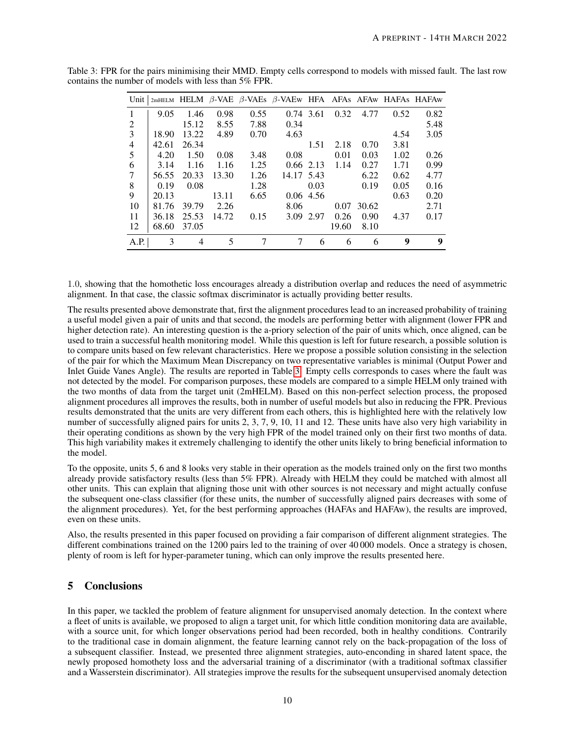Table 3: FPR for the pairs minimising their MMD. Empty cells correspond to models with missed fault. The last row contains the number of models with less than 5% FPR.

| Unit | 2mHELM | HELM | $\beta$-VAE | $\beta$-VAEs | $\beta$-VAEw | HFA | AFAs | AFAw | HAFAs | HAFAw |
|---|---|---|---|---|---|---|---|---|---|---|
| 1 | 9.05 | 1.46 | 0.98 | 0.55 | 0.74 | 3.61 | 0.32 | 4.77 | 0.52 | 0.82 |
| 2 | | 15.12 | 8.55 | 7.88 | 0.34 | | | | | 5.48 |
| 3 | 18.90 | 13.22 | 4.89 | 0.70 | 4.63 | | | | 4.54 | 3.05 |
| 4 | 42.61 | 26.34 | | | | 1.51 | 2.18 | 0.70 | 3.81 | |
| 5 | 4.20 | 1.50 | 0.08 | 3.48 | 0.08 | | 0.01 | 0.03 | 1.02 | 0.26 |
| 6 | 3.14 | 1.16 | 1.16 | 1.25 | 0.66 | 2.13 | 1.14 | 0.27 | 1.71 | 0.99 |
| 7 | 56.55 | 20.33 | 13.30 | 1.26 | 14.17 | 5.43 | | 6.22 | 0.62 | 4.77 |
| 8 | 0.19 | 0.08 | | 1.28 | | 0.03 | | 0.19 | 0.05 | 0.16 |
| 9 | 20.13 | | 13.11 | 6.65 | 0.06 | 4.56 | | | 0.63 | 0.20 |
| 10 | 81.76 | 39.79 | 2.26 | | 8.06 | | 0.07 | 30.62 | | 2.71 |
| 11 | 36.18 | 25.53 | 14.72 | 0.15 | 3.09 | 2.97 | 0.26 | 0.90 | 4.37 | 0.17 |
| 12 | 68.60 | 37.05 | | | | | 19.60 | 8.10 | | |
| A.P. | 3 | 4 | 5 | 7 | 7 | 6 | 6 | 6 | **9** | **9** |

1.0, showing that the homothetic loss encourages already a distribution overlap and reduces the need of asymmetric alignment. In that case, the classic softmax discriminator is actually providing better results.

The results presented above demonstrate that, first the alignment procedures lead to an increased probability of training a useful model given a pair of units and that second, the models are performing better with alignment (lower FPR and higher detection rate). An interesting question is the a-priory selection of the pair of units which, once aligned, can be used to train a successful health monitoring model. While this question is left for future research, a possible solution is to compare units based on few relevant characteristics. Here we propose a possible solution consisting in the selection of the pair for which the Maximum Mean Discrepancy on two representative variables is minimal (Output Power and Inlet Guide Vanes Angle). The results are reported in Table 3. Empty cells corresponds to cases where the fault was not detected by the model. For comparison purposes, these models are compared to a simple HELM only trained with the two months of data from the target unit (2mHELM). Based on this non-perfect selection process, the proposed alignment procedures all improves the results, both in number of useful models but also in reducing the FPR. Previous results demonstrated that the units are very different from each others, this is highlighted here with the relatively low number of successfully aligned pairs for units 2, 3, 7, 9, 10, 11 and 12. These units have also very high variability in their operating conditions as shown by the very high FPR of the model trained only on their first two months of data. This high variability makes it extremely challenging to identify the other units likely to bring beneficial information to the model.

To the opposite, units 5, 6 and 8 looks very stable in their operation as the models trained only on the first two months already provide satisfactory results (less than 5% FPR). Already with HELM they could be matched with almost all other units. This can explain that aligning those unit with other sources is not necessary and might actually confuse the subsequent one-class classifier (for these units, the number of successfully aligned pairs decreases with some of the alignment procedures). Yet, for the best performing approaches (HAFAs and HAFAw), the results are improved, even on these units.

Also, the results presented in this paper focused on providing a fair comparison of different alignment strategies. The different combinations trained on the 1200 pairs led to the training of over 40 000 models. Once a strategy is chosen, plenty of room is left for hyper-parameter tuning, which can only improve the results presented here.

## 5 Conclusions

In this paper, we tackled the problem of feature alignment for unsupervised anomaly detection. In the context where a fleet of units is available, we proposed to align a target unit, for which little condition monitoring data are available, with a source unit, for which longer observations period had been recorded, both in healthy conditions. Contrarily to the traditional case in domain alignment, the feature learning cannot rely on the back-propagation of the loss of a subsequent classifier. Instead, we presented three alignment strategies, auto-enconding in shared latent space, the newly proposed homothety loss and the adversarial training of a discriminator (with a traditional softmax classifier and a Wasserstein discriminator). All strategies improve the results for the subsequent unsupervised anomaly detection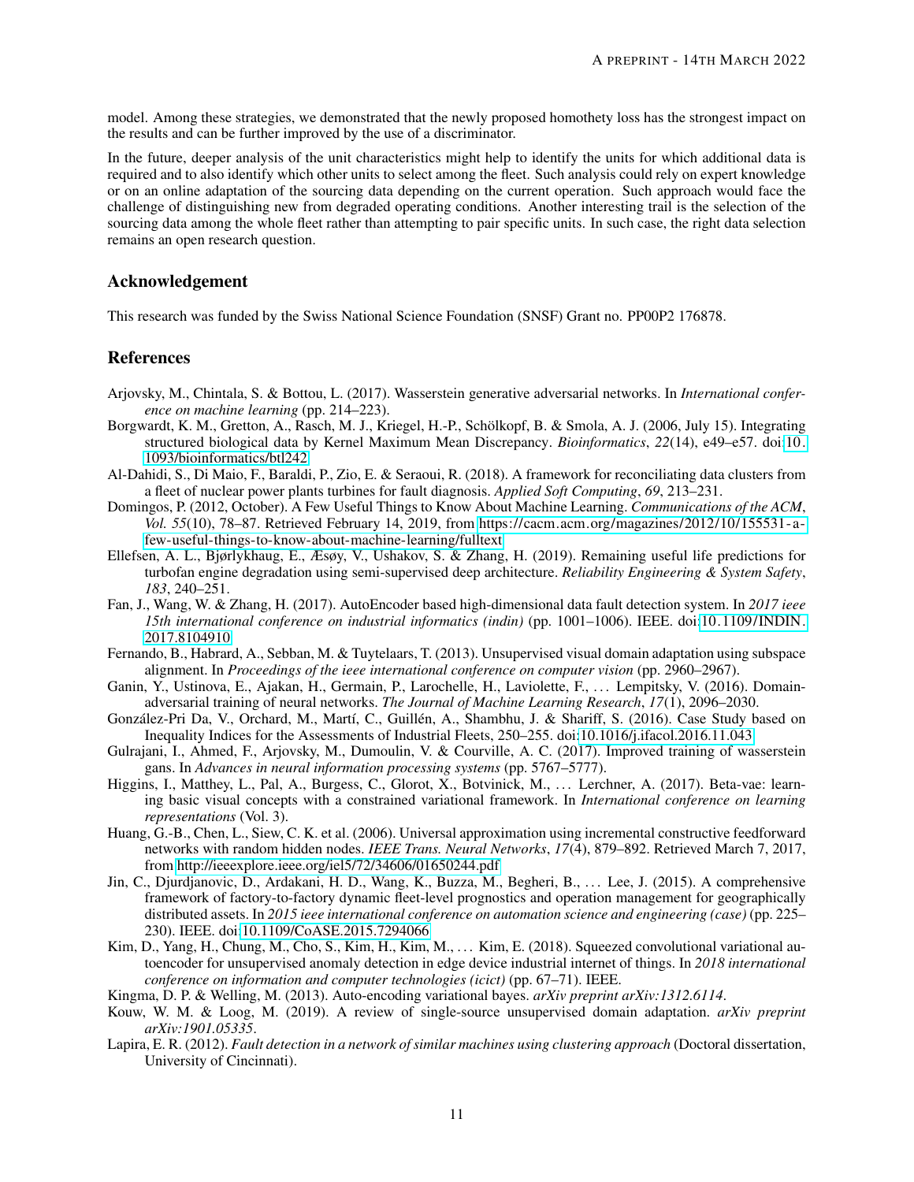model. Among these strategies, we demonstrated that the newly proposed homothety loss has the strongest impact on the results and can be further improved by the use of a discriminator.

In the future, deeper analysis of the unit characteristics might help to identify the units for which additional data is required and to also identify which other units to select among the fleet. Such analysis could rely on expert knowledge or on an online adaptation of the sourcing data depending on the current operation. Such approach would face the challenge of distinguishing new from degraded operating conditions. Another interesting trail is the selection of the sourcing data among the whole fleet rather than attempting to pair specific units. In such case, the right data selection remains an open research question.

## Acknowledgement

This research was funded by the Swiss National Science Foundation (SNSF) Grant no. PP00P2 176878.

## References

Arjovsky, M., Chintala, S. & Bottou, L. (2017). Wasserstein generative adversarial networks. In *International conference on machine learning* (pp. 214–223).

Borgwardt, K. M., Gretton, A., Rasch, M. J., Kriegel, H.-P., Schölkopf, B. & Smola, A. J. (2006, July 15). Integrating structured biological data by Kernel Maximum Mean Discrepancy. *Bioinformatics*, *22*(14), e49–e57. doi:10.1093/bioinformatics/btl242

Al-Dahidi, S., Di Maio, F., Baraldi, P., Zio, E. & Seraoui, R. (2018). A framework for reconciliating data clusters from a fleet of nuclear power plants turbines for fault diagnosis. *Applied Soft Computing*, *69*, 213–231.

Domingos, P. (2012, October). A Few Useful Things to Know About Machine Learning. *Communications of the ACM*, *Vol. 55*(10), 78–87. Retrieved February 14, 2019, from https://cacm.acm.org/magazines/2012/10/155531-a-few-useful-things-to-know-about-machine-learning/fulltext

Ellefsen, A. L., Bjørlykhaug, E., Æsøy, V., Ushakov, S. & Zhang, H. (2019). Remaining useful life predictions for turbofan engine degradation using semi-supervised deep architecture. *Reliability Engineering & System Safety*, *183*, 240–251.

Fan, J., Wang, W. & Zhang, H. (2017). AutoEncoder based high-dimensional data fault detection system. In *2017 ieee 15th international conference on industrial informatics (indin)* (pp. 1001–1006). IEEE. doi:10.1109/INDIN.2017.8104910

Fernando, B., Habrard, A., Sebban, M. & Tuytelaars, T. (2013). Unsupervised visual domain adaptation using subspace alignment. In *Proceedings of the ieee international conference on computer vision* (pp. 2960–2967).

Ganin, Y., Ustinova, E., Ajakan, H., Germain, P., Larochelle, H., Laviolette, F., … Lempitsky, V. (2016). Domain-adversarial training of neural networks. *The Journal of Machine Learning Research*, *17*(1), 2096–2030.

González-Pri Da, V., Orchard, M., Martí, C., Guillén, A., Shambhu, J. & Shariff, S. (2016). Case Study based on Inequality Indices for the Assessments of Industrial Fleets, 250–255. doi:10.1016/j.ifacol.2016.11.043

Gulrajani, I., Ahmed, F., Arjovsky, M., Dumoulin, V. & Courville, A. C. (2017). Improved training of wasserstein gans. In *Advances in neural information processing systems* (pp. 5767–5777).

Higgins, I., Matthey, L., Pal, A., Burgess, C., Glorot, X., Botvinick, M., … Lerchner, A. (2017). Beta-vae: learning basic visual concepts with a constrained variational framework. In *International conference on learning representations* (Vol. 3).

Huang, G.-B., Chen, L., Siew, C. K. et al. (2006). Universal approximation using incremental constructive feedforward networks with random hidden nodes. *IEEE Trans. Neural Networks*, *17*(4), 879–892. Retrieved March 7, 2017, from http://ieeexplore.ieee.org/iel5/72/34606/01650244.pdf

Jin, C., Djurdjanovic, D., Ardakani, H. D., Wang, K., Buzza, M., Begheri, B., … Lee, J. (2015). A comprehensive framework of factory-to-factory dynamic fleet-level prognostics and operation management for geographically distributed assets. In *2015 ieee international conference on automation science and engineering (case)* (pp. 225–230). IEEE. doi:10.1109/CoASE.2015.7294066

Kim, D., Yang, H., Chung, M., Cho, S., Kim, H., Kim, M., … Kim, E. (2018). Squeezed convolutional variational autoencoder for unsupervised anomaly detection in edge device industrial internet of things. In *2018 international conference on information and computer technologies (icict)* (pp. 67–71). IEEE.

Kingma, D. P. & Welling, M. (2013). Auto-encoding variational bayes. *arXiv preprint arXiv:1312.6114*.

Kouw, W. M. & Loog, M. (2019). A review of single-source unsupervised domain adaptation. *arXiv preprint arXiv:1901.05335*.

Lapira, E. R. (2012). *Fault detection in a network of similar machines using clustering approach* (Doctoral dissertation, University of Cincinnati).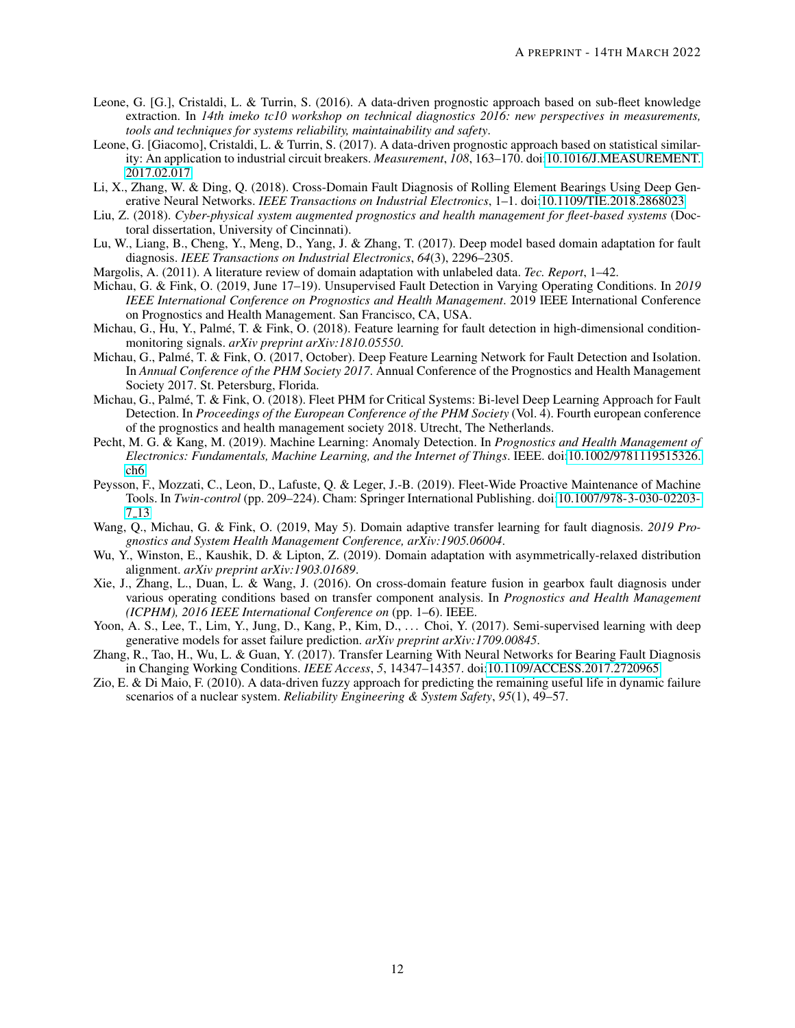Leone, G. [G.], Cristaldi, L. & Turrin, S. (2016). A data-driven prognostic approach based on sub-fleet knowledge extraction. In *14th imeko tc10 workshop on technical diagnostics 2016: new perspectives in measurements, tools and techniques for systems reliability, maintainability and safety*.

Leone, G. [Giacomo], Cristaldi, L. & Turrin, S. (2017). A data-driven prognostic approach based on statistical similarity: An application to industrial circuit breakers. *Measurement*, *108*, 163–170. doi:10.1016/J.MEASUREMENT.2017.02.017

Li, X., Zhang, W. & Ding, Q. (2018). Cross-Domain Fault Diagnosis of Rolling Element Bearings Using Deep Generative Neural Networks. *IEEE Transactions on Industrial Electronics*, 1–1. doi:10.1109/TIE.2018.2868023

Liu, Z. (2018). *Cyber-physical system augmented prognostics and health management for fleet-based systems* (Doctoral dissertation, University of Cincinnati).

Lu, W., Liang, B., Cheng, Y., Meng, D., Yang, J. & Zhang, T. (2017). Deep model based domain adaptation for fault diagnosis. *IEEE Transactions on Industrial Electronics*, *64*(3), 2296–2305.

Margolis, A. (2011). A literature review of domain adaptation with unlabeled data. *Tec. Report*, 1–42.

Michau, G. & Fink, O. (2019, June 17–19). Unsupervised Fault Detection in Varying Operating Conditions. In *2019 IEEE International Conference on Prognostics and Health Management*. 2019 IEEE International Conference on Prognostics and Health Management. San Francisco, CA, USA.

Michau, G., Hu, Y., Palmé, T. & Fink, O. (2018). Feature learning for fault detection in high-dimensional condition-monitoring signals. *arXiv preprint arXiv:1810.05550*.

Michau, G., Palmé, T. & Fink, O. (2017, October). Deep Feature Learning Network for Fault Detection and Isolation. In *Annual Conference of the PHM Society 2017*. Annual Conference of the Prognostics and Health Management Society 2017. St. Petersburg, Florida.

Michau, G., Palmé, T. & Fink, O. (2018). Fleet PHM for Critical Systems: Bi-level Deep Learning Approach for Fault Detection. In *Proceedings of the European Conference of the PHM Society* (Vol. 4). Fourth european conference of the prognostics and health management society 2018. Utrecht, The Netherlands.

Pecht, M. G. & Kang, M. (2019). Machine Learning: Anomaly Detection. In *Prognostics and Health Management of Electronics: Fundamentals, Machine Learning, and the Internet of Things*. IEEE. doi:10.1002/9781119515326.ch6

Peysson, F., Mozzati, C., Leon, D., Lafuste, Q. & Leger, J.-B. (2019). Fleet-Wide Proactive Maintenance of Machine Tools. In *Twin-control* (pp. 209–224). Cham: Springer International Publishing. doi:10.1007/978-3-030-02203-7_13

Wang, Q., Michau, G. & Fink, O. (2019, May 5). Domain adaptive transfer learning for fault diagnosis. *2019 Prognostics and System Health Management Conference, arXiv:1905.06004*.

Wu, Y., Winston, E., Kaushik, D. & Lipton, Z. (2019). Domain adaptation with asymmetrically-relaxed distribution alignment. *arXiv preprint arXiv:1903.01689*.

Xie, J., Zhang, L., Duan, L. & Wang, J. (2016). On cross-domain feature fusion in gearbox fault diagnosis under various operating conditions based on transfer component analysis. In *Prognostics and Health Management (ICPHM), 2016 IEEE International Conference on* (pp. 1–6). IEEE.

Yoon, A. S., Lee, T., Lim, Y., Jung, D., Kang, P., Kim, D., ... Choi, Y. (2017). Semi-supervised learning with deep generative models for asset failure prediction. *arXiv preprint arXiv:1709.00845*.

Zhang, R., Tao, H., Wu, L. & Guan, Y. (2017). Transfer Learning With Neural Networks for Bearing Fault Diagnosis in Changing Working Conditions. *IEEE Access*, *5*, 14347–14357. doi:10.1109/ACCESS.2017.2720965

Zio, E. & Di Maio, F. (2010). A data-driven fuzzy approach for predicting the remaining useful life in dynamic failure scenarios of a nuclear system. *Reliability Engineering & System Safety*, *95*(1), 49–57.